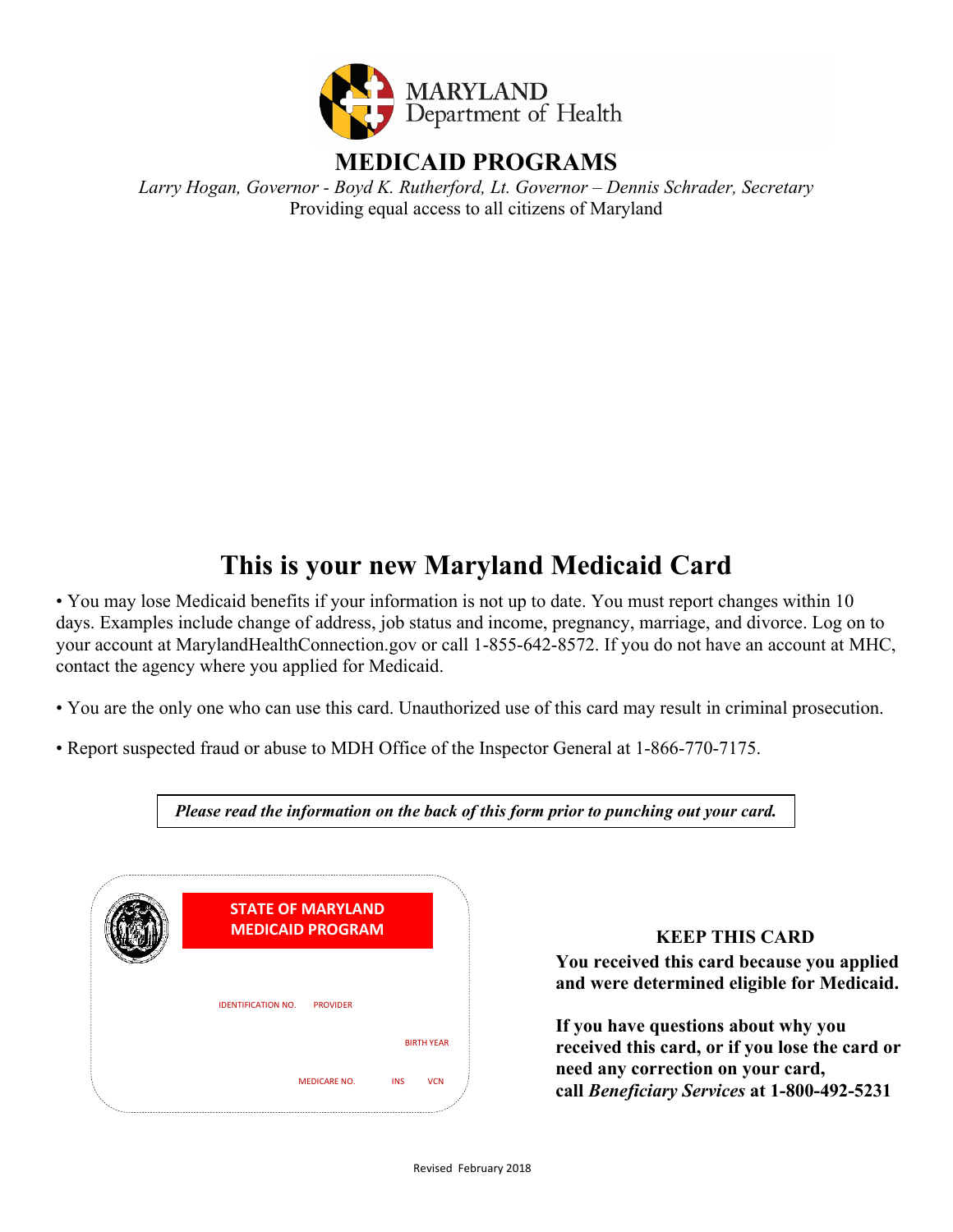MARYLAND
Department of Health

# MEDICAID PROGRAMS

*Larry Hogan, Governor - Boyd K. Rutherford, Lt. Governor – Dennis Schrader, Secretary*
Providing equal access to all citizens of Maryland

# This is your new Maryland Medicaid Card

- You may lose Medicaid benefits if your information is not up to date. You must report changes within 10 days. Examples include change of address, job status and income, pregnancy, marriage, and divorce. Log on to your account at MarylandHealthConnection.gov or call 1-855-642-8572. If you do not have an account at MHC, contact the agency where you applied for Medicaid.
- You are the only one who can use this card. Unauthorized use of this card may result in criminal prosecution.
- Report suspected fraud or abuse to MDH Office of the Inspector General at 1-866-770-7175.

***Please read the information on the back of this form prior to punching out your card.***

STATE OF MARYLAND
MEDICAID PROGRAM

IDENTIFICATION NO. PROVIDER

BIRTH YEAR

MEDICARE NO. INS VCN

**KEEP THIS CARD**

**You received this card because you applied and were determined eligible for Medicaid.**

**If you have questions about why you received this card, or if you lose the card or need any correction on your card, call *Beneficiary Services* at 1-800-492-5231**

Revised February 2018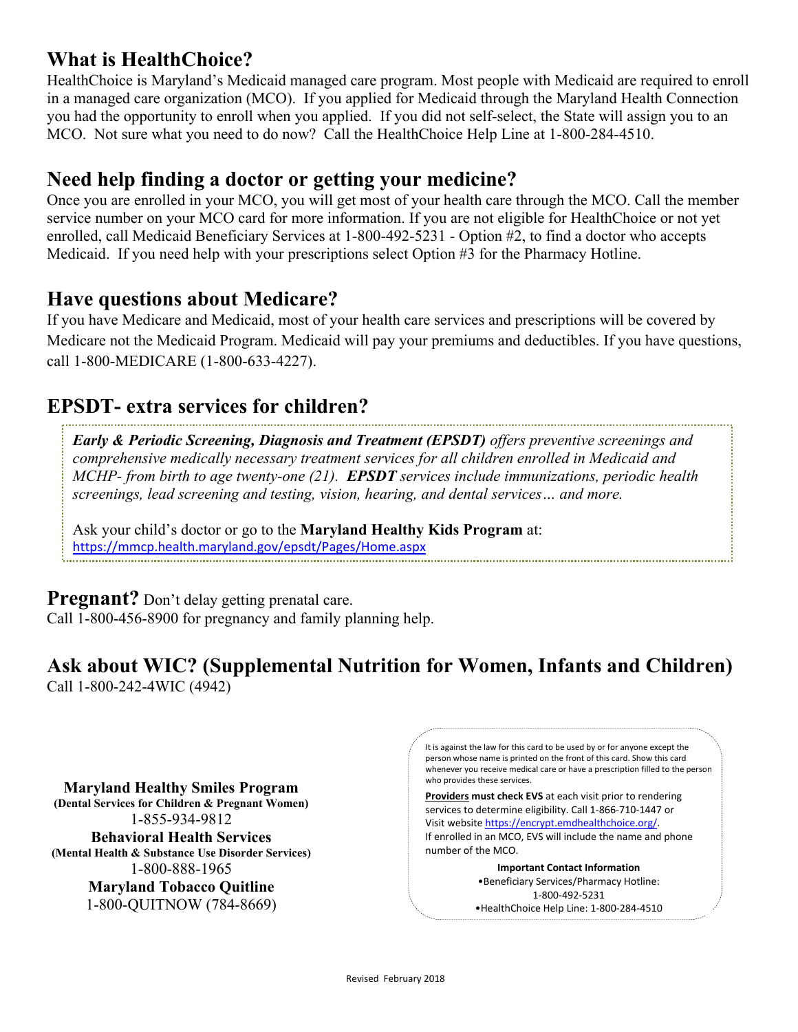## What is HealthChoice?

HealthChoice is Maryland's Medicaid managed care program. Most people with Medicaid are required to enroll in a managed care organization (MCO). If you applied for Medicaid through the Maryland Health Connection you had the opportunity to enroll when you applied. If you did not self-select, the State will assign you to an MCO. Not sure what you need to do now? Call the HealthChoice Help Line at 1-800-284-4510.

## Need help finding a doctor or getting your medicine?

Once you are enrolled in your MCO, you will get most of your health care through the MCO. Call the member service number on your MCO card for more information. If you are not eligible for HealthChoice or not yet enrolled, call Medicaid Beneficiary Services at 1-800-492-5231 - Option #2, to find a doctor who accepts Medicaid. If you need help with your prescriptions select Option #3 for the Pharmacy Hotline.

## Have questions about Medicare?

If you have Medicare and Medicaid, most of your health care services and prescriptions will be covered by Medicare not the Medicaid Program. Medicaid will pay your premiums and deductibles. If you have questions, call 1-800-MEDICARE (1-800-633-4227).

## EPSDT- extra services for children?

***Early & Periodic Screening, Diagnosis and Treatment (EPSDT)*** *offers preventive screenings and comprehensive medically necessary treatment services for all children enrolled in Medicaid and MCHP- from birth to age twenty-one (21).* ***EPSDT*** *services include immunizations, periodic health screenings, lead screening and testing, vision, hearing, and dental services… and more.*

Ask your child's doctor or go to the **Maryland Healthy Kids Program** at: https://mmcp.health.maryland.gov/epsdt/Pages/Home.aspx

**Pregnant?** Don't delay getting prenatal care.
Call 1-800-456-8900 for pregnancy and family planning help.

## Ask about WIC? (Supplemental Nutrition for Women, Infants and Children)

Call 1-800-242-4WIC (4942)

**Maryland Healthy Smiles Program**
**(Dental Services for Children & Pregnant Women)**
1-855-934-9812

**Behavioral Health Services**
**(Mental Health & Substance Use Disorder Services)**
1-800-888-1965

**Maryland Tobacco Quitline**
1-800-QUITNOW (784-8669)

It is against the law for this card to be used by or for anyone except the person whose name is printed on the front of this card. Show this card whenever you receive medical care or have a prescription filled to the person who provides these services.

**Providers must check EVS** at each visit prior to rendering services to determine eligibility. Call 1-866-710-1447 or Visit website https://encrypt.emdhealthchoice.org/.
If enrolled in an MCO, EVS will include the name and phone number of the MCO.

**Important Contact Information**

- Beneficiary Services/Pharmacy Hotline: 1-800-492-5231
- HealthChoice Help Line: 1-800-284-4510

Revised February 2018